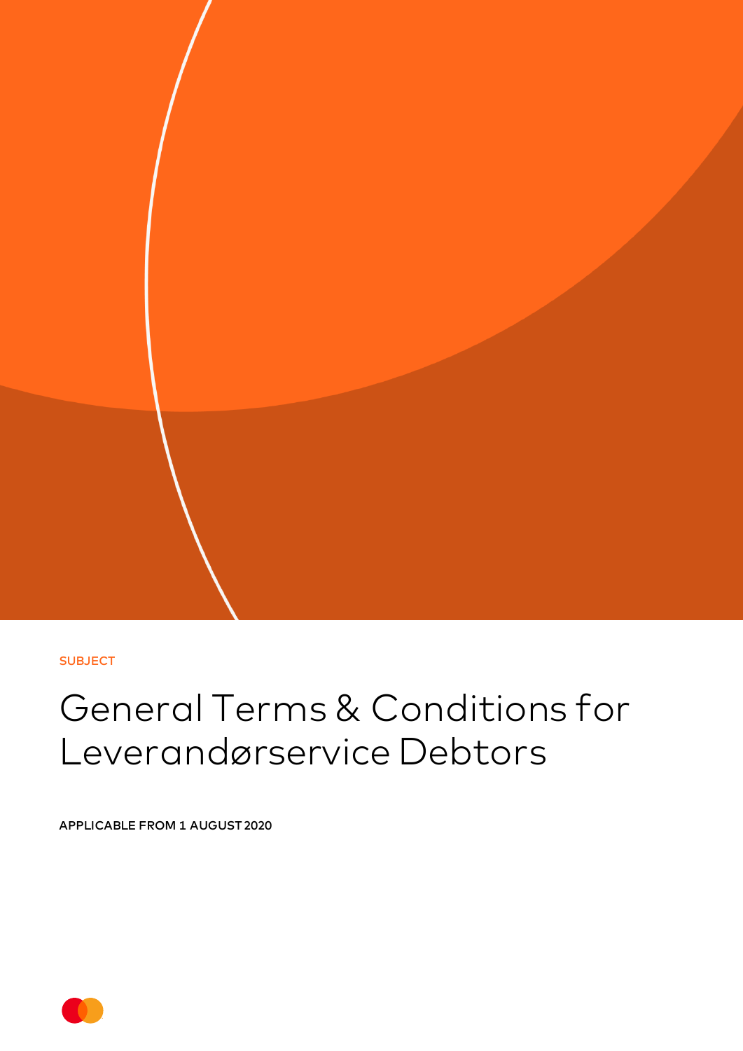SUBJECT

# General Terms & Conditions for Leverandørservice Debtors

**APPLICABLE FROM 1 AUGUST 2020**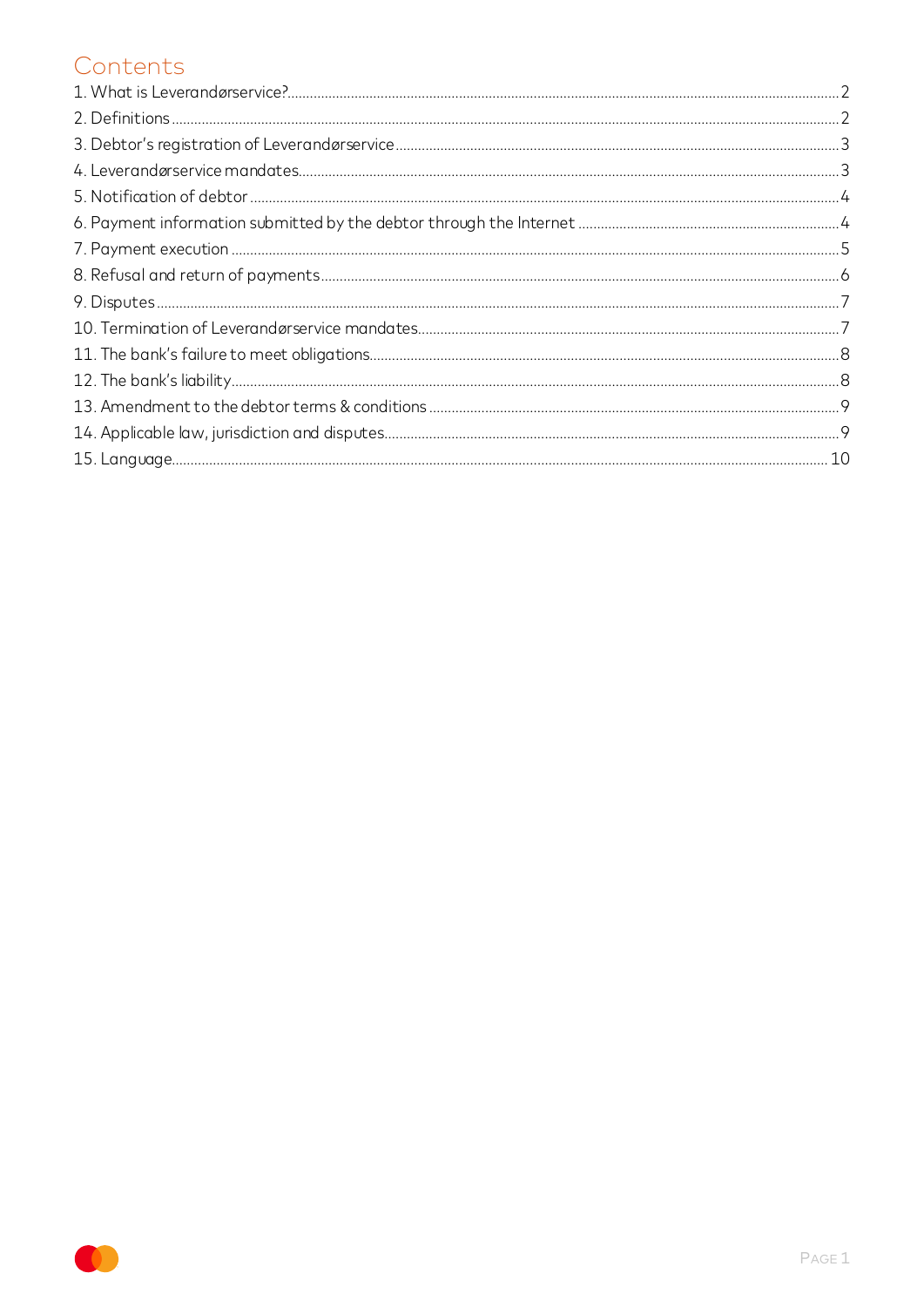# Contents

1. What is Leverandørservice? ..... 2
2. Definitions ..... 2
3. Debtor's registration of Leverandørservice ..... 3
4. Leverandørservice mandates ..... 3
5. Notification of debtor ..... 4
6. Payment information submitted by the debtor through the Internet ..... 4
7. Payment execution ..... 5
8. Refusal and return of payments ..... 6
9. Disputes ..... 7
10. Termination of Leverandørservice mandates ..... 7
11. The bank's failure to meet obligations ..... 8
12. The bank's liability ..... 8
13. Amendment to the debtor terms & conditions ..... 9
14. Applicable law, jurisdiction and disputes ..... 9
15. Language ..... 10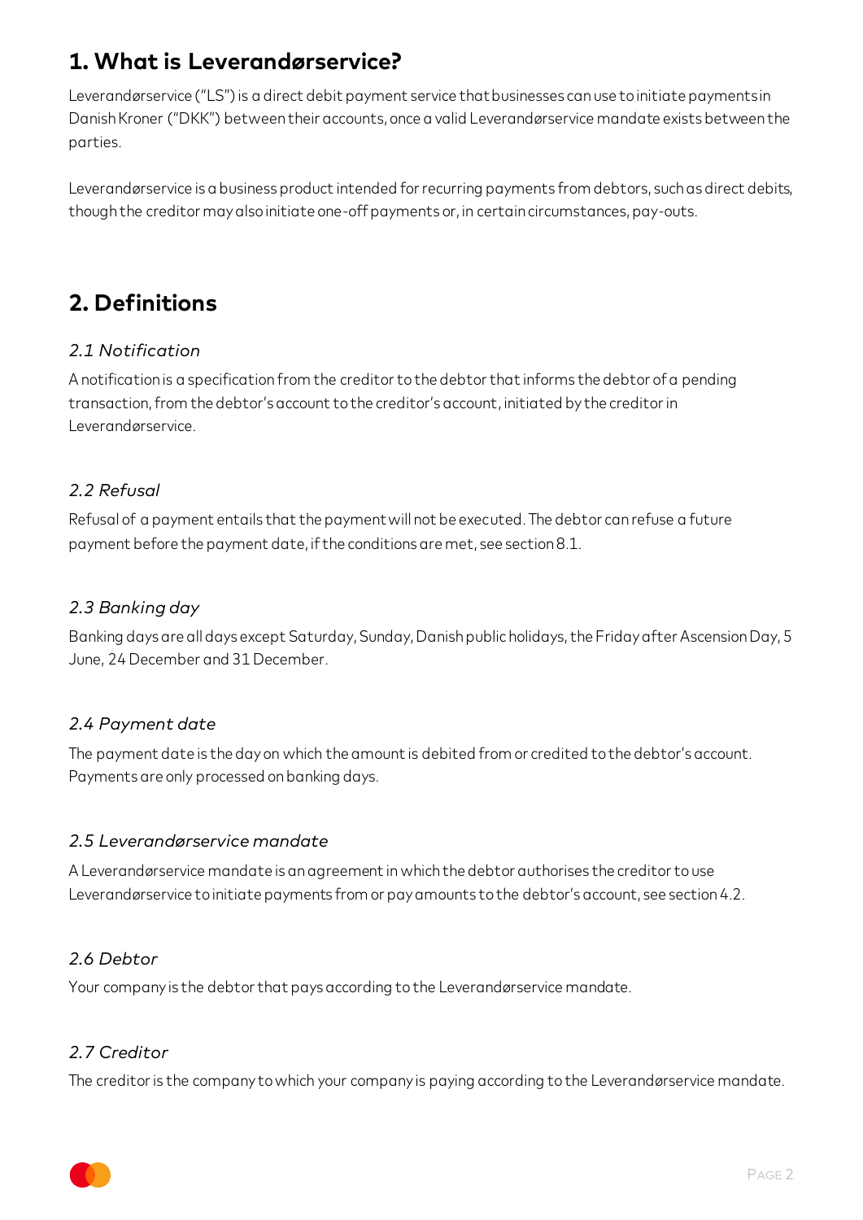## 1. What is Leverandørservice?

Leverandørservice ("LS") is a direct debit payment service that businesses can use to initiate payments in Danish Kroner ("DKK") between their accounts, once a valid Leverandørservice mandate exists between the parties.

Leverandørservice is a business product intended for recurring payments from debtors, such as direct debits, though the creditor may also initiate one-off payments or, in certain circumstances, pay-outs.

## 2. Definitions

### *2.1 Notification*

A notification is a specification from the creditor to the debtor that informs the debtor of a pending transaction, from the debtor's account to the creditor's account, initiated by the creditor in Leverandørservice.

### *2.2 Refusal*

Refusal of a payment entails that the payment will not be executed. The debtor can refuse a future payment before the payment date, if the conditions are met, see section 8.1.

### *2.3 Banking day*

Banking days are all days except Saturday, Sunday, Danish public holidays, the Friday after Ascension Day, 5 June, 24 December and 31 December.

### *2.4 Payment date*

The payment date is the day on which the amount is debited from or credited to the debtor's account. Payments are only processed on banking days.

### *2.5 Leverandørservice mandate*

A Leverandørservice mandate is an agreement in which the debtor authorises the creditor to use Leverandørservice to initiate payments from or pay amounts to the debtor's account, see section 4.2.

### *2.6 Debtor*

Your company is the debtor that pays according to the Leverandørservice mandate.

### *2.7 Creditor*

The creditor is the company to which your company is paying according to the Leverandørservice mandate.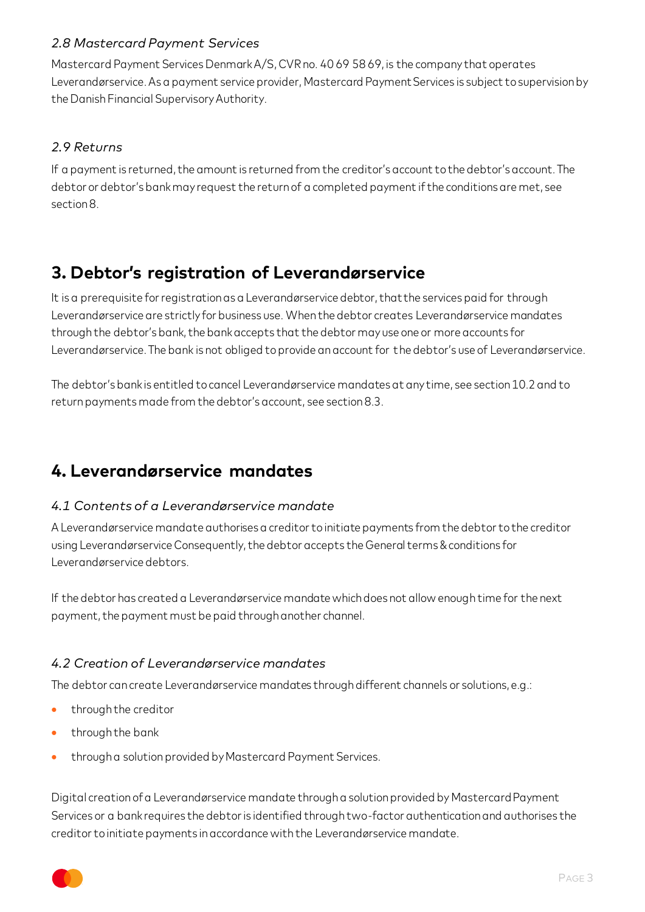### 2.8 Mastercard Payment Services

Mastercard Payment Services Denmark A/S, CVR no. 40 69 58 69, is the company that operates Leverandørservice. As a payment service provider, Mastercard Payment Services is subject to supervision by the Danish Financial Supervisory Authority.

### 2.9 Returns

If a payment is returned, the amount is returned from the creditor's account to the debtor's account. The debtor or debtor's bank may request the return of a completed payment if the conditions are met, see section 8.

## 3. Debtor's registration of Leverandørservice

It is a prerequisite for registration as a Leverandørservice debtor, that the services paid for through Leverandørservice are strictly for business use. When the debtor creates Leverandørservice mandates through the debtor's bank, the bank accepts that the debtor may use one or more accounts for Leverandørservice. The bank is not obliged to provide an account for the debtor's use of Leverandørservice.

The debtor's bank is entitled to cancel Leverandørservice mandates at any time, see section 10.2 and to return payments made from the debtor's account, see section 8.3.

## 4. Leverandørservice mandates

### 4.1 Contents of a Leverandørservice mandate

A Leverandørservice mandate authorises a creditor to initiate payments from the debtor to the creditor using Leverandørservice Consequently, the debtor accepts the General terms & conditions for Leverandørservice debtors.

If the debtor has created a Leverandørservice mandate which does not allow enough time for the next payment, the payment must be paid through another channel.

### 4.2 Creation of Leverandørservice mandates

The debtor can create Leverandørservice mandates through different channels or solutions, e.g.:

- through the creditor
- through the bank
- through a solution provided by Mastercard Payment Services.

Digital creation of a Leverandørservice mandate through a solution provided by Mastercard Payment Services or a bank requires the debtor is identified through two-factor authentication and authorises the creditor to initiate payments in accordance with the Leverandørservice mandate.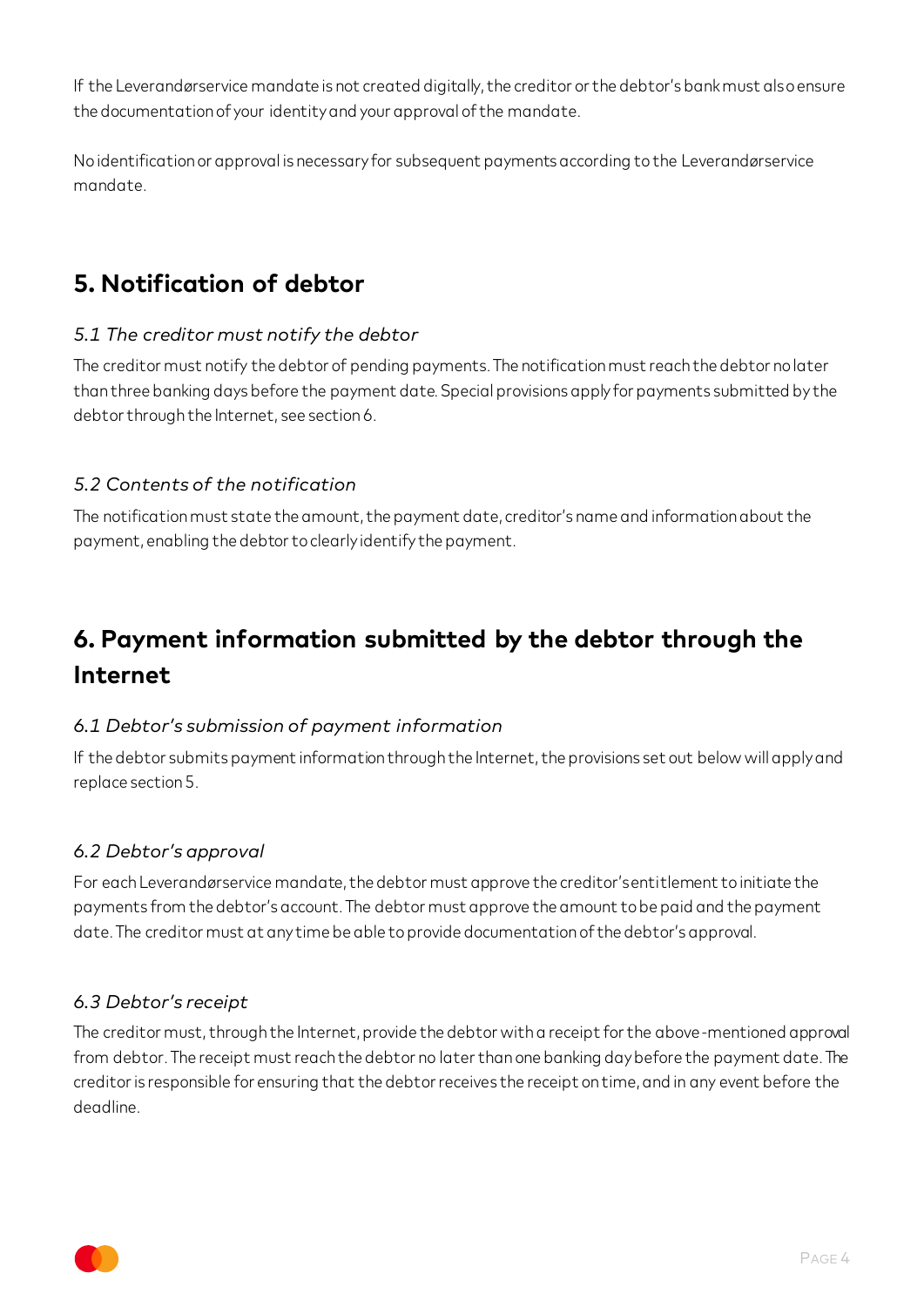If the Leverandørservice mandate is not created digitally, the creditor or the debtor's bank must also ensure the documentation of your identity and your approval of the mandate.

No identification or approval is necessary for subsequent payments according to the Leverandørservice mandate.

## 5. Notification of debtor

### *5.1 The creditor must notify the debtor*

The creditor must notify the debtor of pending payments. The notification must reach the debtor no later than three banking days before the payment date. Special provisions apply for payments submitted by the debtor through the Internet, see section 6.

### *5.2 Contents of the notification*

The notification must state the amount, the payment date, creditor's name and information about the payment, enabling the debtor to clearly identify the payment.

## 6. Payment information submitted by the debtor through the Internet

### *6.1 Debtor's submission of payment information*

If the debtor submits payment information through the Internet, the provisions set out below will apply and replace section 5.

### *6.2 Debtor's approval*

For each Leverandørservice mandate, the debtor must approve the creditor's entitlement to initiate the payments from the debtor's account. The debtor must approve the amount to be paid and the payment date. The creditor must at any time be able to provide documentation of the debtor's approval.

### *6.3 Debtor's receipt*

The creditor must, through the Internet, provide the debtor with a receipt for the above-mentioned approval from debtor. The receipt must reach the debtor no later than one banking day before the payment date. The creditor is responsible for ensuring that the debtor receives the receipt on time, and in any event before the deadline.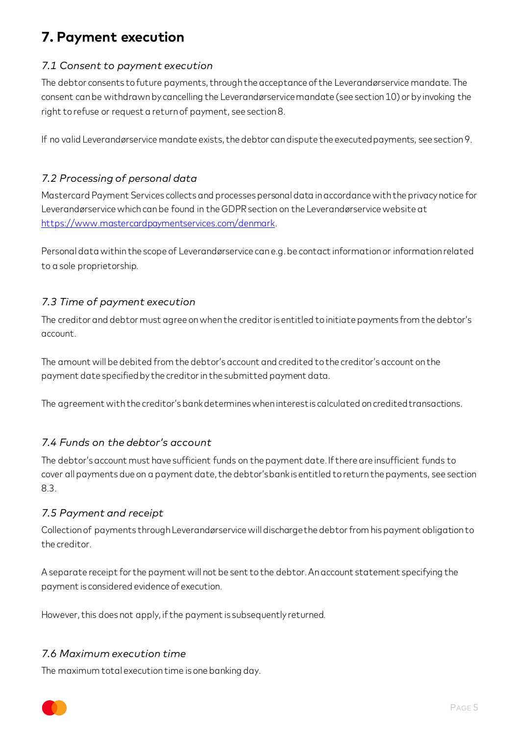## 7. Payment execution

### *7.1 Consent to payment execution*

The debtor consents to future payments, through the acceptance of the Leverandørservice mandate. The consent can be withdrawn by cancelling the Leverandørservice mandate (see section 10) or by invoking the right to refuse or request a return of payment, see section 8.

If no valid Leverandørservice mandate exists, the debtor can dispute the executed payments, see section 9.

### *7.2 Processing of personal data*

Mastercard Payment Services collects and processes personal data in accordance with the privacy notice for Leverandørservice which can be found in the GDPR section on the Leverandørservice website at [https://www.mastercardpaymentservices.com/denmark](https://www.mastercardpaymentservices.com/denmark).

Personal data within the scope of Leverandørservice can e.g. be contact information or information related to a sole proprietorship.

### *7.3 Time of payment execution*

The creditor and debtor must agree on when the creditor is entitled to initiate payments from the debtor's account.

The amount will be debited from the debtor's account and credited to the creditor's account on the payment date specified by the creditor in the submitted payment data.

The agreement with the creditor's bank determines when interest is calculated on credited transactions.

### *7.4 Funds on the debtor's account*

The debtor's account must have sufficient funds on the payment date. If there are insufficient funds to cover all payments due on a payment date, the debtor's bank is entitled to return the payments, see section 8.3.

### *7.5 Payment and receipt*

Collection of payments through Leverandørservice will discharge the debtor from his payment obligation to the creditor.

A separate receipt for the payment will not be sent to the debtor. An account statement specifying the payment is considered evidence of execution.

However, this does not apply, if the payment is subsequently returned.

### *7.6 Maximum execution time*

The maximum total execution time is one banking day.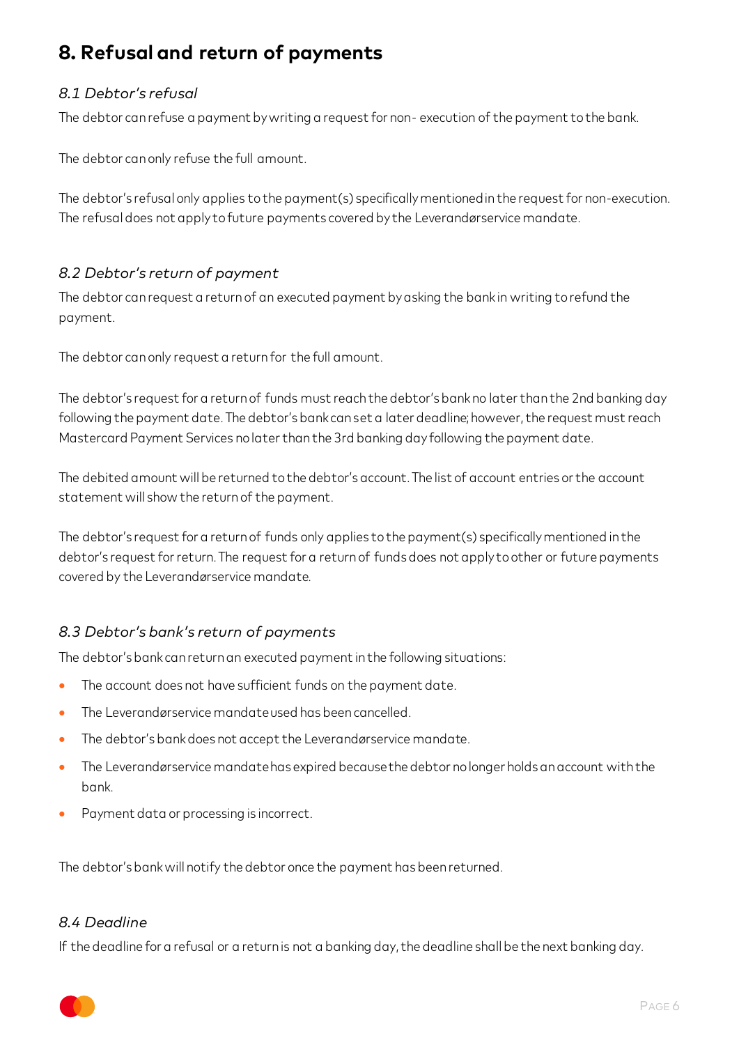## 8. Refusal and return of payments

### *8.1 Debtor's refusal*

The debtor can refuse a payment by writing a request for non- execution of the payment to the bank.

The debtor can only refuse the full amount.

The debtor's refusal only applies to the payment(s) specifically mentioned in the request for non-execution. The refusal does not apply to future payments covered by the Leverandørservice mandate.

### *8.2 Debtor's return of payment*

The debtor can request a return of an executed payment by asking the bank in writing to refund the payment.

The debtor can only request a return for the full amount.

The debtor's request for a return of funds must reach the debtor's bank no later than the 2nd banking day following the payment date. The debtor's bank can set a later deadline; however, the request must reach Mastercard Payment Services no later than the 3rd banking day following the payment date.

The debited amount will be returned to the debtor's account. The list of account entries or the account statement will show the return of the payment.

The debtor's request for a return of funds only applies to the payment(s) specifically mentioned in the debtor's request for return. The request for a return of funds does not apply to other or future payments covered by the Leverandørservice mandate.

### *8.3 Debtor's bank's return of payments*

The debtor's bank can return an executed payment in the following situations:

- The account does not have sufficient funds on the payment date.
- The Leverandørservice mandate used has been cancelled.
- The debtor's bank does not accept the Leverandørservice mandate.
- The Leverandørservice mandate has expired because the debtor no longer holds an account with the bank.
- Payment data or processing is incorrect.

The debtor's bank will notify the debtor once the payment has been returned.

### *8.4 Deadline*

If the deadline for a refusal or a return is not a banking day, the deadline shall be the next banking day.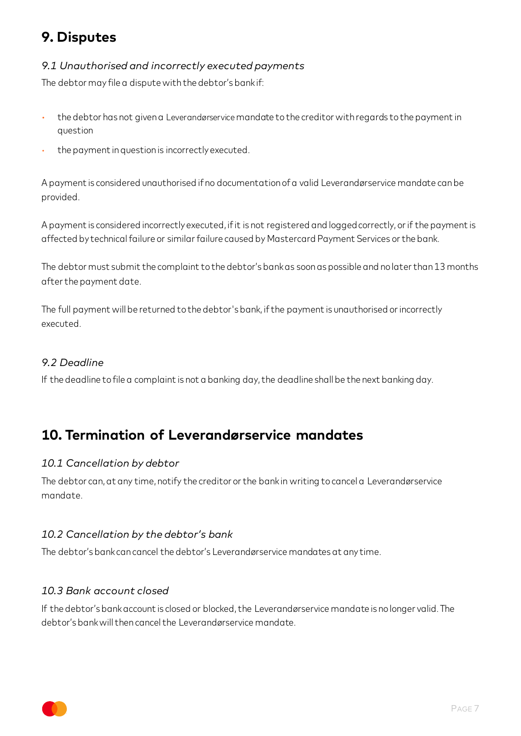## 9. Disputes

### *9.1 Unauthorised and incorrectly executed payments*

The debtor may file a dispute with the debtor's bank if:

- the debtor has not given a Leverandørservice mandate to the creditor with regards to the payment in question
- the payment in question is incorrectly executed.

A payment is considered unauthorised if no documentation of a valid Leverandørservice mandate can be provided.

A payment is considered incorrectly executed, if it is not registered and logged correctly, or if the payment is affected by technical failure or similar failure caused by Mastercard Payment Services or the bank.

The debtor must submit the complaint to the debtor's bank as soon as possible and no later than 13 months after the payment date.

The full payment will be returned to the debtor's bank, if the payment is unauthorised or incorrectly executed.

### *9.2 Deadline*

If the deadline to file a complaint is not a banking day, the deadline shall be the next banking day.

## 10. Termination of Leverandørservice mandates

### *10.1 Cancellation by debtor*

The debtor can, at any time, notify the creditor or the bank in writing to cancel a Leverandørservice mandate.

### *10.2 Cancellation by the debtor's bank*

The debtor's bank can cancel the debtor's Leverandørservice mandates at any time.

### *10.3 Bank account closed*

If the debtor's bank account is closed or blocked, the Leverandørservice mandate is no longer valid. The debtor's bank will then cancel the Leverandørservice mandate.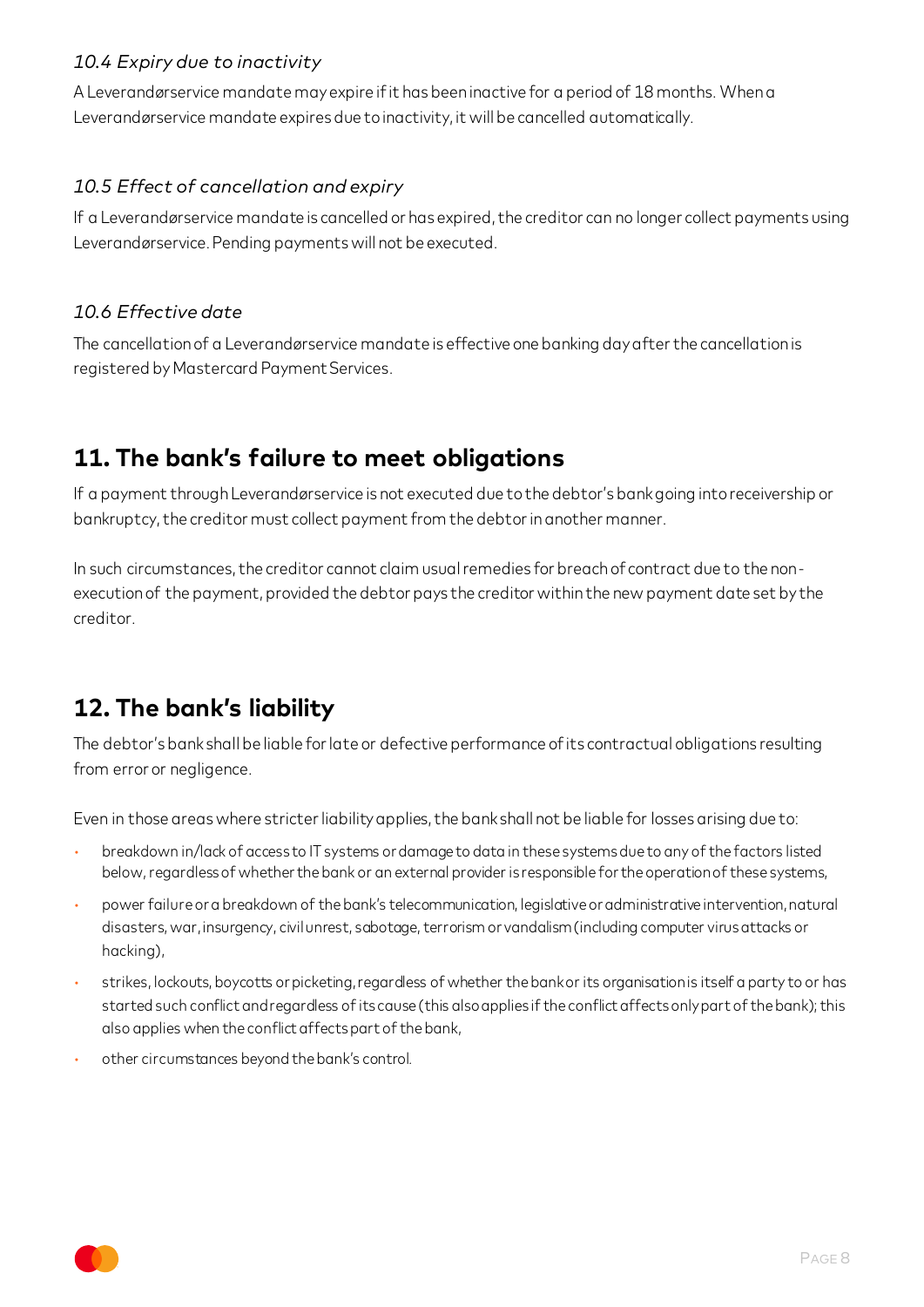### *10.4 Expiry due to inactivity*

A Leverandørservice mandate may expire if it has been inactive for a period of 18 months. When a Leverandørservice mandate expires due to inactivity, it will be cancelled automatically.

### *10.5 Effect of cancellation and expiry*

If a Leverandørservice mandate is cancelled or has expired, the creditor can no longer collect payments using Leverandørservice. Pending payments will not be executed.

### *10.6 Effective date*

The cancellation of a Leverandørservice mandate is effective one banking day after the cancellation is registered by Mastercard Payment Services.

## 11. The bank's failure to meet obligations

If a payment through Leverandørservice is not executed due to the debtor's bank going into receivership or bankruptcy, the creditor must collect payment from the debtor in another manner.

In such circumstances, the creditor cannot claim usual remedies for breach of contract due to the non-execution of the payment, provided the debtor pays the creditor within the new payment date set by the creditor.

## 12. The bank's liability

The debtor's bank shall be liable for late or defective performance of its contractual obligations resulting from error or negligence.

Even in those areas where stricter liability applies, the bank shall not be liable for losses arising due to:

- breakdown in/lack of access to IT systems or damage to data in these systems due to any of the factors listed below, regardless of whether the bank or an external provider is responsible for the operation of these systems,
- power failure or a breakdown of the bank's telecommunication, legislative or administrative intervention, natural disasters, war, insurgency, civil unrest, sabotage, terrorism or vandalism (including computer virus attacks or hacking),
- strikes, lockouts, boycotts or picketing, regardless of whether the bank or its organisation is itself a party to or has started such conflict and regardless of its cause (this also applies if the conflict affects only part of the bank); this also applies when the conflict affects part of the bank,
- other circumstances beyond the bank's control.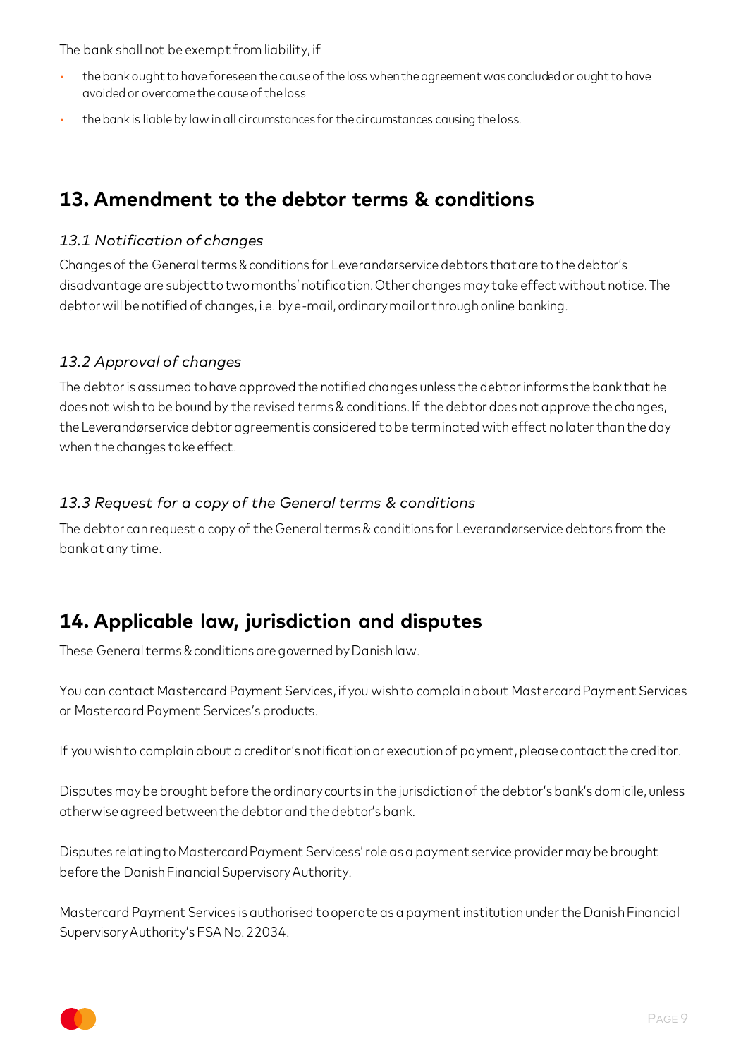The bank shall not be exempt from liability, if

- the bank ought to have foreseen the cause of the loss when the agreement was concluded or ought to have avoided or overcome the cause of the loss
- the bank is liable by law in all circumstances for the circumstances causing the loss.

## 13. Amendment to the debtor terms & conditions

### *13.1 Notification of changes*

Changes of the General terms & conditions for Leverandørservice debtors that are to the debtor's disadvantage are subject to two months' notification. Other changes may take effect without notice. The debtor will be notified of changes, i.e. by e-mail, ordinary mail or through online banking.

### *13.2 Approval of changes*

The debtor is assumed to have approved the notified changes unless the debtor informs the bank that he does not wish to be bound by the revised terms & conditions. If the debtor does not approve the changes, the Leverandørservice debtor agreement is considered to be terminated with effect no later than the day when the changes take effect.

### *13.3 Request for a copy of the General terms & conditions*

The debtor can request a copy of the General terms & conditions for Leverandørservice debtors from the bank at any time.

## 14. Applicable law, jurisdiction and disputes

These General terms & conditions are governed by Danish law.

You can contact Mastercard Payment Services, if you wish to complain about Mastercard Payment Services or Mastercard Payment Services's products.

If you wish to complain about a creditor's notification or execution of payment, please contact the creditor.

Disputes may be brought before the ordinary courts in the jurisdiction of the debtor's bank's domicile, unless otherwise agreed between the debtor and the debtor's bank.

Disputes relating to Mastercard Payment Servicess' role as a payment service provider may be brought before the Danish Financial Supervisory Authority.

Mastercard Payment Services is authorised to operate as a payment institution under the Danish Financial Supervisory Authority's FSA No. 22034.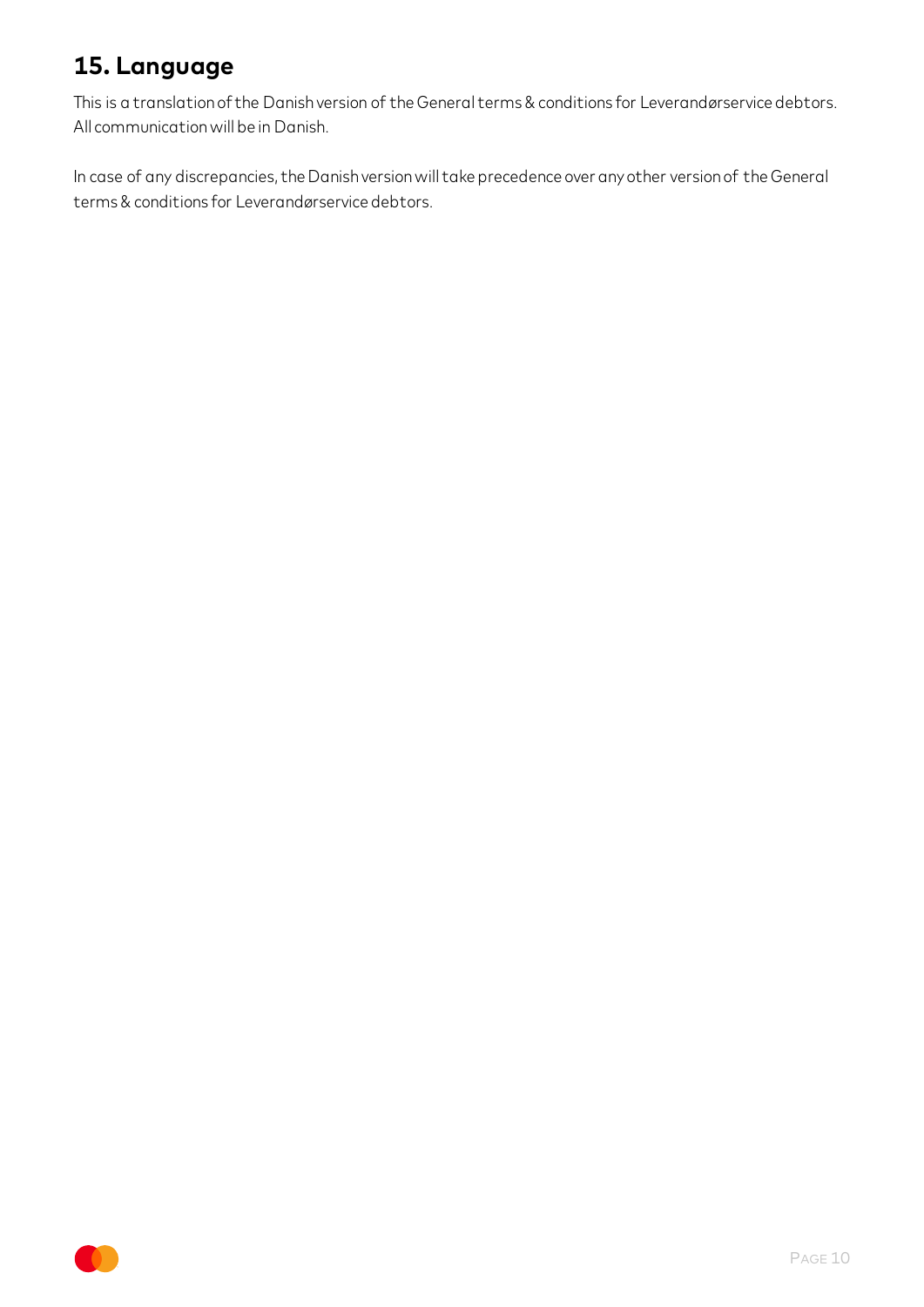## 15. Language

This is a translation of the Danish version of the General terms & conditions for Leverandørservice debtors. All communication will be in Danish.

In case of any discrepancies, the Danish version will take precedence over any other version of the General terms & conditions for Leverandørservice debtors.